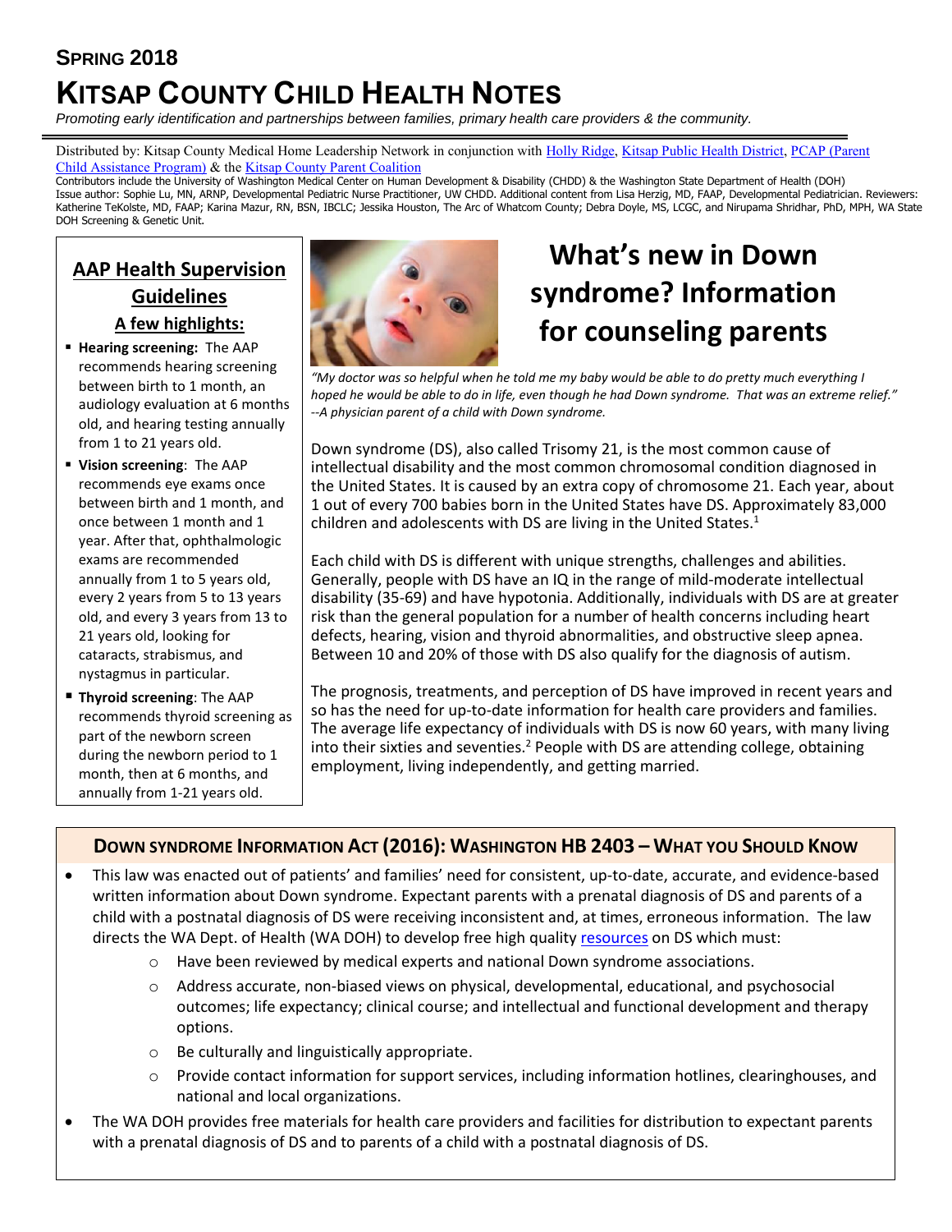## SPRING 2018

# KITSAP COUNTY CHILD HEALTH NOTES

*Promoting early identification and partnerships between families, primary health care providers & the community.*

Distributed by: Kitsap County Medical Home Leadership Network in conjunction with Holly Ridge, Kitsap Public Health District, PCAP (Parent Child Assistance Program) & the Kitsap County Parent Coalition

Contributors include the University of Washington Medical Center on Human Development & Disability (CHDD) & the Washington State Department of Health (DOH)
Issue author: Sophie Lu, MN, ARNP, Developmental Pediatric Nurse Practitioner, UW CHDD. Additional content from Lisa Herzig, MD, FAAP, Developmental Pediatrician. Reviewers: Katherine TeKolste, MD, FAAP; Karina Mazur, RN, BSN, IBCLC; Jessika Houston, The Arc of Whatcom County; Debra Doyle, MS, LCGC, and Nirupama Shridhar, PhD, MPH, WA State DOH Screening & Genetic Unit.

## AAP Health Supervision Guidelines

### A few highlights:

- **Hearing screening:** The AAP recommends hearing screening between birth to 1 month, an audiology evaluation at 6 months old, and hearing testing annually from 1 to 21 years old.
- **Vision screening**: The AAP recommends eye exams once between birth and 1 month, and once between 1 month and 1 year. After that, ophthalmologic exams are recommended annually from 1 to 5 years old, every 2 years from 5 to 13 years old, and every 3 years from 13 to 21 years old, looking for cataracts, strabismus, and nystagmus in particular.
- **Thyroid screening**: The AAP recommends thyroid screening as part of the newborn screen during the newborn period to 1 month, then at 6 months, and annually from 1-21 years old.

## What's new in Down syndrome? Information for counseling parents

*"My doctor was so helpful when he told me my baby would be able to do pretty much everything I hoped he would be able to do in life, even though he had Down syndrome. That was an extreme relief." --A physician parent of a child with Down syndrome.*

Down syndrome (DS), also called Trisomy 21, is the most common cause of intellectual disability and the most common chromosomal condition diagnosed in the United States. It is caused by an extra copy of chromosome 21. Each year, about 1 out of every 700 babies born in the United States have DS. Approximately 83,000 children and adolescents with DS are living in the United States.[1]

Each child with DS is different with unique strengths, challenges and abilities. Generally, people with DS have an IQ in the range of mild-moderate intellectual disability (35-69) and have hypotonia. Additionally, individuals with DS are at greater risk than the general population for a number of health concerns including heart defects, hearing, vision and thyroid abnormalities, and obstructive sleep apnea. Between 10 and 20% of those with DS also qualify for the diagnosis of autism.

The prognosis, treatments, and perception of DS have improved in recent years and so has the need for up-to-date information for health care providers and families. The average life expectancy of individuals with DS is now 60 years, with many living into their sixties and seventies.[2] People with DS are attending college, obtaining employment, living independently, and getting married.

## DOWN SYNDROME INFORMATION ACT (2016): WASHINGTON HB 2403 – WHAT YOU SHOULD KNOW

- This law was enacted out of patients' and families' need for consistent, up-to-date, accurate, and evidence-based written information about Down syndrome. Expectant parents with a prenatal diagnosis of DS and parents of a child with a postnatal diagnosis of DS were receiving inconsistent and, at times, erroneous information. The law directs the WA Dept. of Health (WA DOH) to develop free high quality resources on DS which must:
  - Have been reviewed by medical experts and national Down syndrome associations.
  - Address accurate, non-biased views on physical, developmental, educational, and psychosocial outcomes; life expectancy; clinical course; and intellectual and functional development and therapy options.
  - Be culturally and linguistically appropriate.
  - Provide contact information for support services, including information hotlines, clearinghouses, and national and local organizations.
- The WA DOH provides free materials for health care providers and facilities for distribution to expectant parents with a prenatal diagnosis of DS and to parents of a child with a postnatal diagnosis of DS.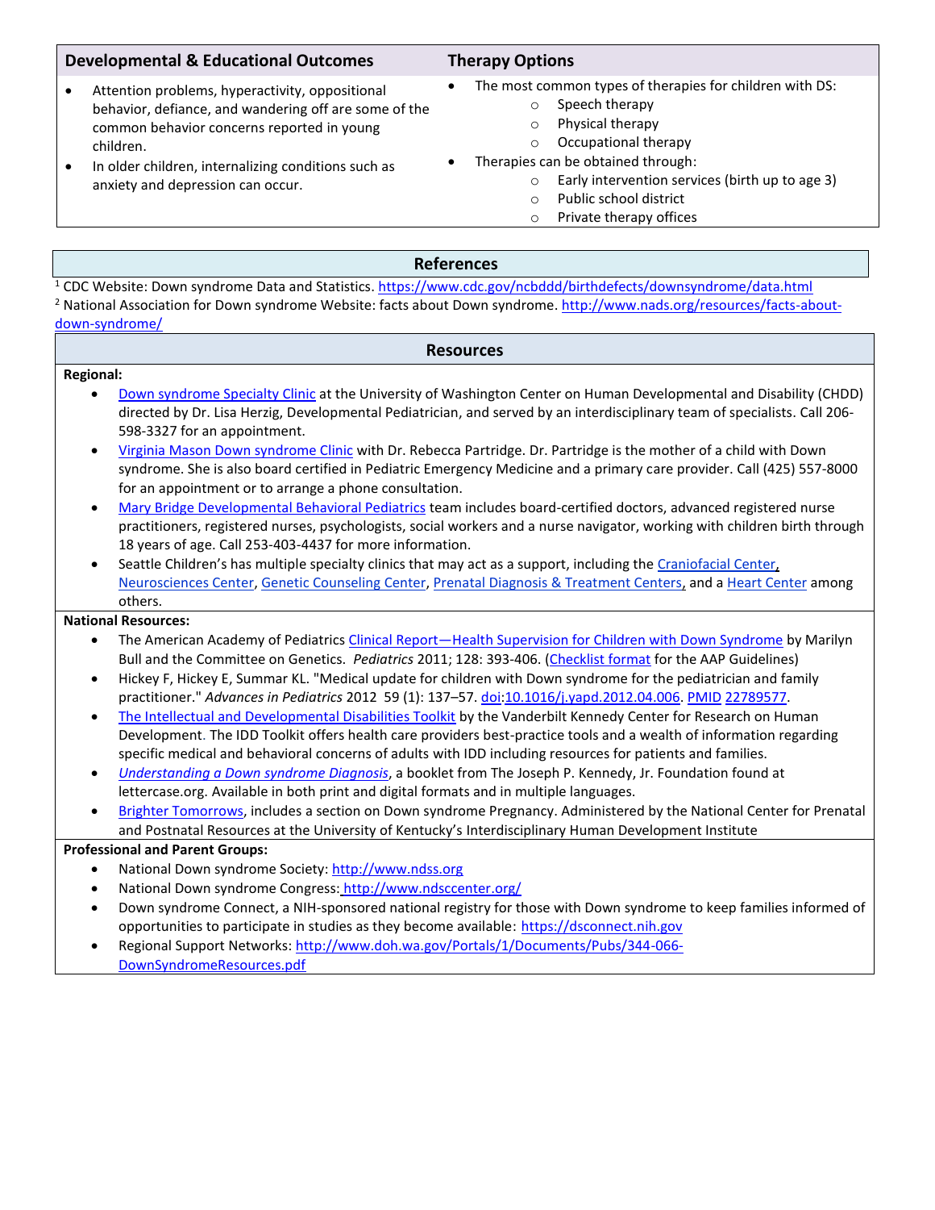## Developmental & Educational Outcomes

- Attention problems, hyperactivity, oppositional behavior, defiance, and wandering off are some of the common behavior concerns reported in young children.
- In older children, internalizing conditions such as anxiety and depression can occur.

## Therapy Options

- The most common types of therapies for children with DS:
  - Speech therapy
  - Physical therapy
  - Occupational therapy
- Therapies can be obtained through:
  - Early intervention services (birth up to age 3)
  - Public school district
  - Private therapy offices

## References

[1] CDC Website: Down syndrome Data and Statistics. https://www.cdc.gov/ncbddd/birthdefects/downsyndrome/data.html

[2] National Association for Down syndrome Website: facts about Down syndrome. http://www.nads.org/resources/facts-about-down-syndrome/

## Resources

**Regional:**

- Down syndrome Specialty Clinic at the University of Washington Center on Human Developmental and Disability (CHDD) directed by Dr. Lisa Herzig, Developmental Pediatrician, and served by an interdisciplinary team of specialists. Call 206-598-3327 for an appointment.
- Virginia Mason Down syndrome Clinic with Dr. Rebecca Partridge. Dr. Partridge is the mother of a child with Down syndrome. She is also board certified in Pediatric Emergency Medicine and a primary care provider. Call (425) 557-8000 for an appointment or to arrange a phone consultation.
- Mary Bridge Developmental Behavioral Pediatrics team includes board-certified doctors, advanced registered nurse practitioners, registered nurses, psychologists, social workers and a nurse navigator, working with children birth through 18 years of age. Call 253-403-4437 for more information.
- Seattle Children's has multiple specialty clinics that may act as a support, including the Craniofacial Center, Neurosciences Center, Genetic Counseling Center, Prenatal Diagnosis & Treatment Centers, and a Heart Center among others.

**National Resources:**

- The American Academy of Pediatrics Clinical Report—Health Supervision for Children with Down Syndrome by Marilyn Bull and the Committee on Genetics. *Pediatrics* 2011; 128: 393-406. (Checklist format for the AAP Guidelines)
- Hickey F, Hickey E, Summar KL. "Medical update for children with Down syndrome for the pediatrician and family practitioner." *Advances in Pediatrics* 2012 59 (1): 137–57. doi:10.1016/j.yapd.2012.04.006. PMID 22789577.
- The Intellectual and Developmental Disabilities Toolkit by the Vanderbilt Kennedy Center for Research on Human Development. The IDD Toolkit offers health care providers best-practice tools and a wealth of information regarding specific medical and behavioral concerns of adults with IDD including resources for patients and families.
- *Understanding a Down syndrome Diagnosis*, a booklet from The Joseph P. Kennedy, Jr. Foundation found at lettercase.org. Available in both print and digital formats and in multiple languages.
- Brighter Tomorrows, includes a section on Down syndrome Pregnancy. Administered by the National Center for Prenatal and Postnatal Resources at the University of Kentucky's Interdisciplinary Human Development Institute

**Professional and Parent Groups:**

- National Down syndrome Society: http://www.ndss.org
- National Down syndrome Congress: http://www.ndsccenter.org/
- Down syndrome Connect, a NIH-sponsored national registry for those with Down syndrome to keep families informed of opportunities to participate in studies as they become available: https://dsconnect.nih.gov
- Regional Support Networks: http://www.doh.wa.gov/Portals/1/Documents/Pubs/344-066-DownSyndromeResources.pdf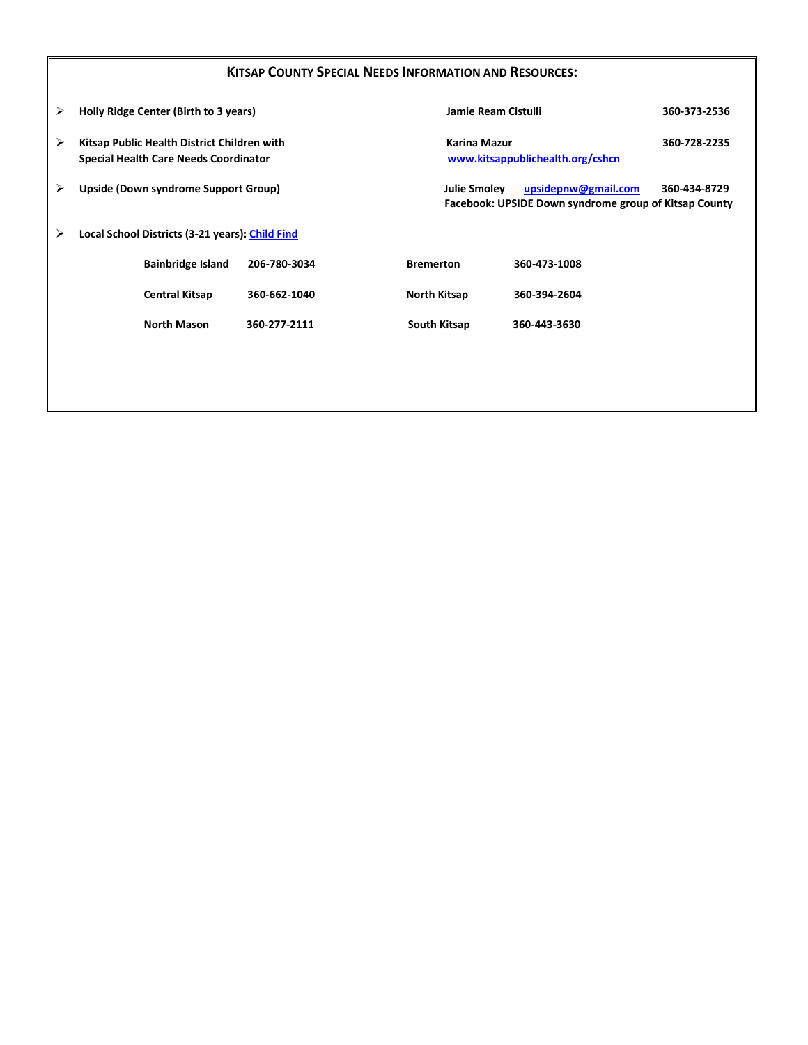## KITSAP COUNTY SPECIAL NEEDS INFORMATION AND RESOURCES:

- **Holly Ridge Center (Birth to 3 years)** — **Jamie Ream Cistulli** — **360-373-2536**
- **Kitsap Public Health District Children with Special Health Care Needs Coordinator** — **Karina Mazur** — **360-728-2235**
  **www.kitsappublichealth.org/cshcn**
- **Upside (Down syndrome Support Group)** — **Julie Smoley** — **upsidepnw@gmail.com** — **360-434-8729**
  **Facebook: UPSIDE Down syndrome group of Kitsap County**
- **Local School Districts (3-21 years): Child Find**

| | | | |
|---|---|---|---|
| **Bainbridge Island** | **206-780-3034** | **Bremerton** | **360-473-1008** |
| **Central Kitsap** | **360-662-1040** | **North Kitsap** | **360-394-2604** |
| **North Mason** | **360-277-2111** | **South Kitsap** | **360-443-3630** |